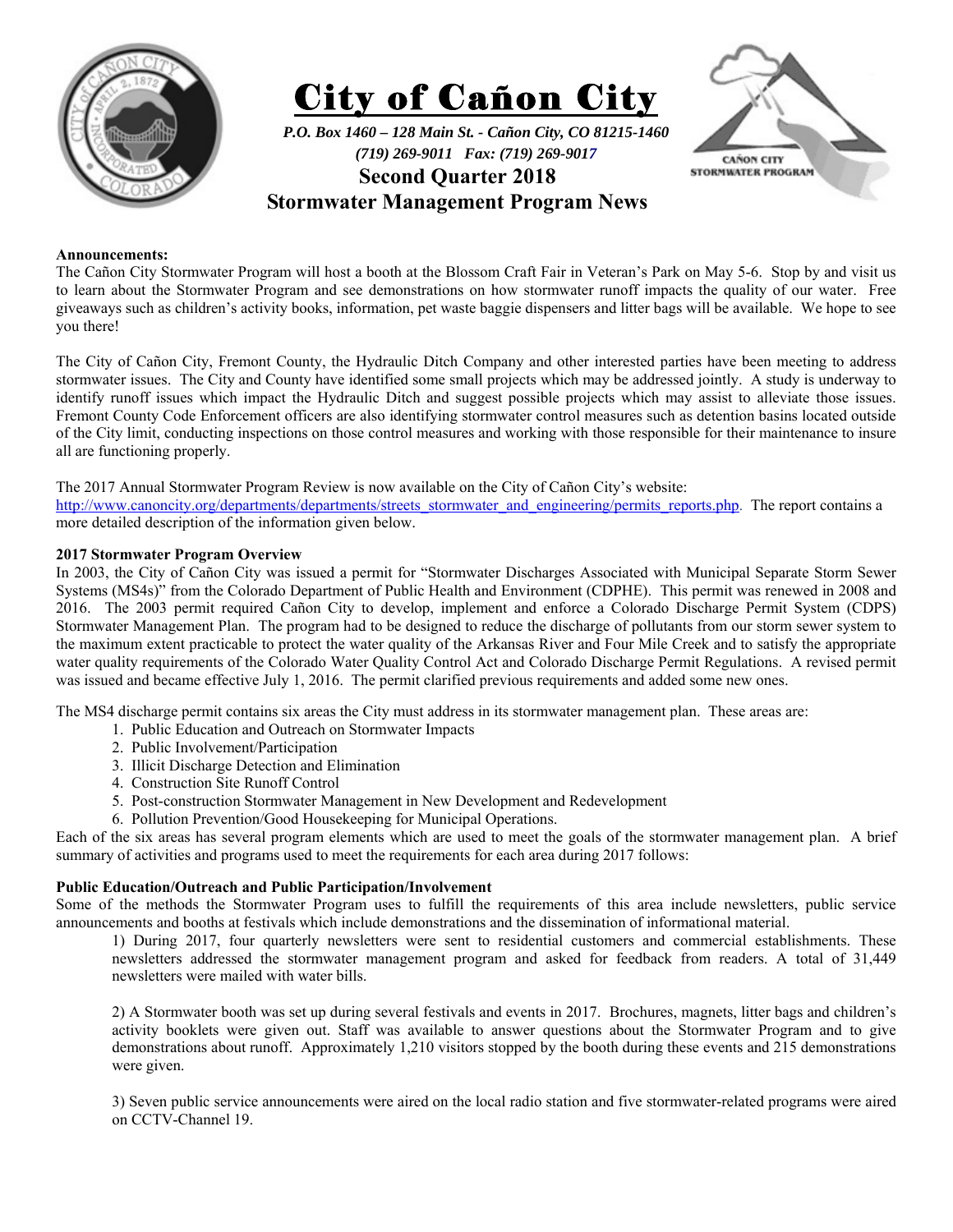# City of Cañon City

*P.O. Box 1460 – 128 Main St. - Cañon City, CO 81215-1460*
*(719) 269-9011 Fax: (719) 269-9017*

## Second Quarter 2018
## Stormwater Management Program News

**Announcements:**

The Cañon City Stormwater Program will host a booth at the Blossom Craft Fair in Veteran's Park on May 5-6. Stop by and visit us to learn about the Stormwater Program and see demonstrations on how stormwater runoff impacts the quality of our water. Free giveaways such as children's activity books, information, pet waste baggie dispensers and litter bags will be available. We hope to see you there!

The City of Cañon City, Fremont County, the Hydraulic Ditch Company and other interested parties have been meeting to address stormwater issues. The City and County have identified some small projects which may be addressed jointly. A study is underway to identify runoff issues which impact the Hydraulic Ditch and suggest possible projects which may assist to alleviate those issues. Fremont County Code Enforcement officers are also identifying stormwater control measures such as detention basins located outside of the City limit, conducting inspections on those control measures and working with those responsible for their maintenance to insure all are functioning properly.

The 2017 Annual Stormwater Program Review is now available on the City of Cañon City's website: http://www.canoncity.org/departments/departments/streets_stormwater_and_engineering/permits_reports.php. The report contains a more detailed description of the information given below.

**2017 Stormwater Program Overview**

In 2003, the City of Cañon City was issued a permit for "Stormwater Discharges Associated with Municipal Separate Storm Sewer Systems (MS4s)" from the Colorado Department of Public Health and Environment (CDPHE). This permit was renewed in 2008 and 2016. The 2003 permit required Cañon City to develop, implement and enforce a Colorado Discharge Permit System (CDPS) Stormwater Management Plan. The program had to be designed to reduce the discharge of pollutants from our storm sewer system to the maximum extent practicable to protect the water quality of the Arkansas River and Four Mile Creek and to satisfy the appropriate water quality requirements of the Colorado Water Quality Control Act and Colorado Discharge Permit Regulations. A revised permit was issued and became effective July 1, 2016. The permit clarified previous requirements and added some new ones.

The MS4 discharge permit contains six areas the City must address in its stormwater management plan. These areas are:

1. Public Education and Outreach on Stormwater Impacts
2. Public Involvement/Participation
3. Illicit Discharge Detection and Elimination
4. Construction Site Runoff Control
5. Post-construction Stormwater Management in New Development and Redevelopment
6. Pollution Prevention/Good Housekeeping for Municipal Operations.

Each of the six areas has several program elements which are used to meet the goals of the stormwater management plan. A brief summary of activities and programs used to meet the requirements for each area during 2017 follows:

**Public Education/Outreach and Public Participation/Involvement**

Some of the methods the Stormwater Program uses to fulfill the requirements of this area include newsletters, public service announcements and booths at festivals which include demonstrations and the dissemination of informational material.

1) During 2017, four quarterly newsletters were sent to residential customers and commercial establishments. These newsletters addressed the stormwater management program and asked for feedback from readers. A total of 31,449 newsletters were mailed with water bills.

2) A Stormwater booth was set up during several festivals and events in 2017. Brochures, magnets, litter bags and children's activity booklets were given out. Staff was available to answer questions about the Stormwater Program and to give demonstrations about runoff. Approximately 1,210 visitors stopped by the booth during these events and 215 demonstrations were given.

3) Seven public service announcements were aired on the local radio station and five stormwater-related programs were aired on CCTV-Channel 19.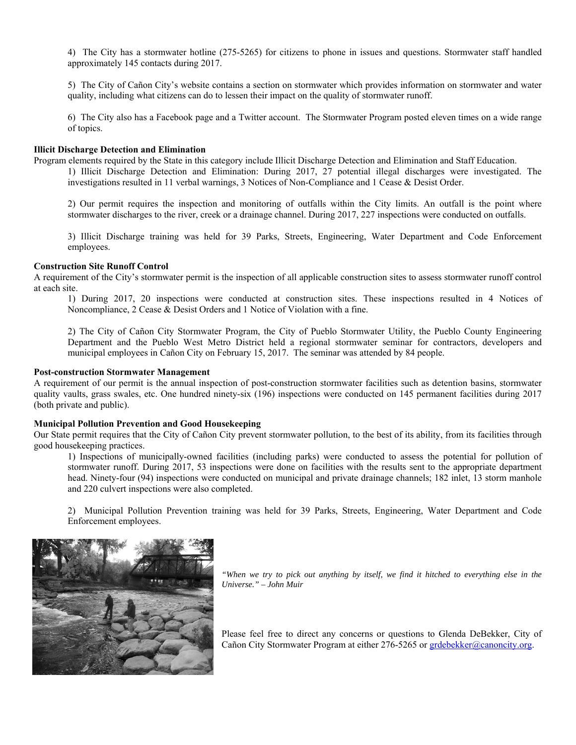4) The City has a stormwater hotline (275-5265) for citizens to phone in issues and questions. Stormwater staff handled approximately 145 contacts during 2017.

5) The City of Cañon City's website contains a section on stormwater which provides information on stormwater and water quality, including what citizens can do to lessen their impact on the quality of stormwater runoff.

6) The City also has a Facebook page and a Twitter account. The Stormwater Program posted eleven times on a wide range of topics.

**Illicit Discharge Detection and Elimination**

Program elements required by the State in this category include Illicit Discharge Detection and Elimination and Staff Education.

1) Illicit Discharge Detection and Elimination: During 2017, 27 potential illegal discharges were investigated. The investigations resulted in 11 verbal warnings, 3 Notices of Non-Compliance and 1 Cease & Desist Order.

2) Our permit requires the inspection and monitoring of outfalls within the City limits. An outfall is the point where stormwater discharges to the river, creek or a drainage channel. During 2017, 227 inspections were conducted on outfalls.

3) Illicit Discharge training was held for 39 Parks, Streets, Engineering, Water Department and Code Enforcement employees.

**Construction Site Runoff Control**

A requirement of the City's stormwater permit is the inspection of all applicable construction sites to assess stormwater runoff control at each site.

1) During 2017, 20 inspections were conducted at construction sites. These inspections resulted in 4 Notices of Noncompliance, 2 Cease & Desist Orders and 1 Notice of Violation with a fine.

2) The City of Cañon City Stormwater Program, the City of Pueblo Stormwater Utility, the Pueblo County Engineering Department and the Pueblo West Metro District held a regional stormwater seminar for contractors, developers and municipal employees in Cañon City on February 15, 2017. The seminar was attended by 84 people.

**Post-construction Stormwater Management**

A requirement of our permit is the annual inspection of post-construction stormwater facilities such as detention basins, stormwater quality vaults, grass swales, etc. One hundred ninety-six (196) inspections were conducted on 145 permanent facilities during 2017 (both private and public).

**Municipal Pollution Prevention and Good Housekeeping**

Our State permit requires that the City of Cañon City prevent stormwater pollution, to the best of its ability, from its facilities through good housekeeping practices.

1) Inspections of municipally-owned facilities (including parks) were conducted to assess the potential for pollution of stormwater runoff. During 2017, 53 inspections were done on facilities with the results sent to the appropriate department head. Ninety-four (94) inspections were conducted on municipal and private drainage channels; 182 inlet, 13 storm manhole and 220 culvert inspections were also completed.

2) Municipal Pollution Prevention training was held for 39 Parks, Streets, Engineering, Water Department and Code Enforcement employees.

*"When we try to pick out anything by itself, we find it hitched to everything else in the Universe." – John Muir*

Please feel free to direct any concerns or questions to Glenda DeBekker, City of Cañon City Stormwater Program at either 276-5265 or grdebekker@canoncity.org.